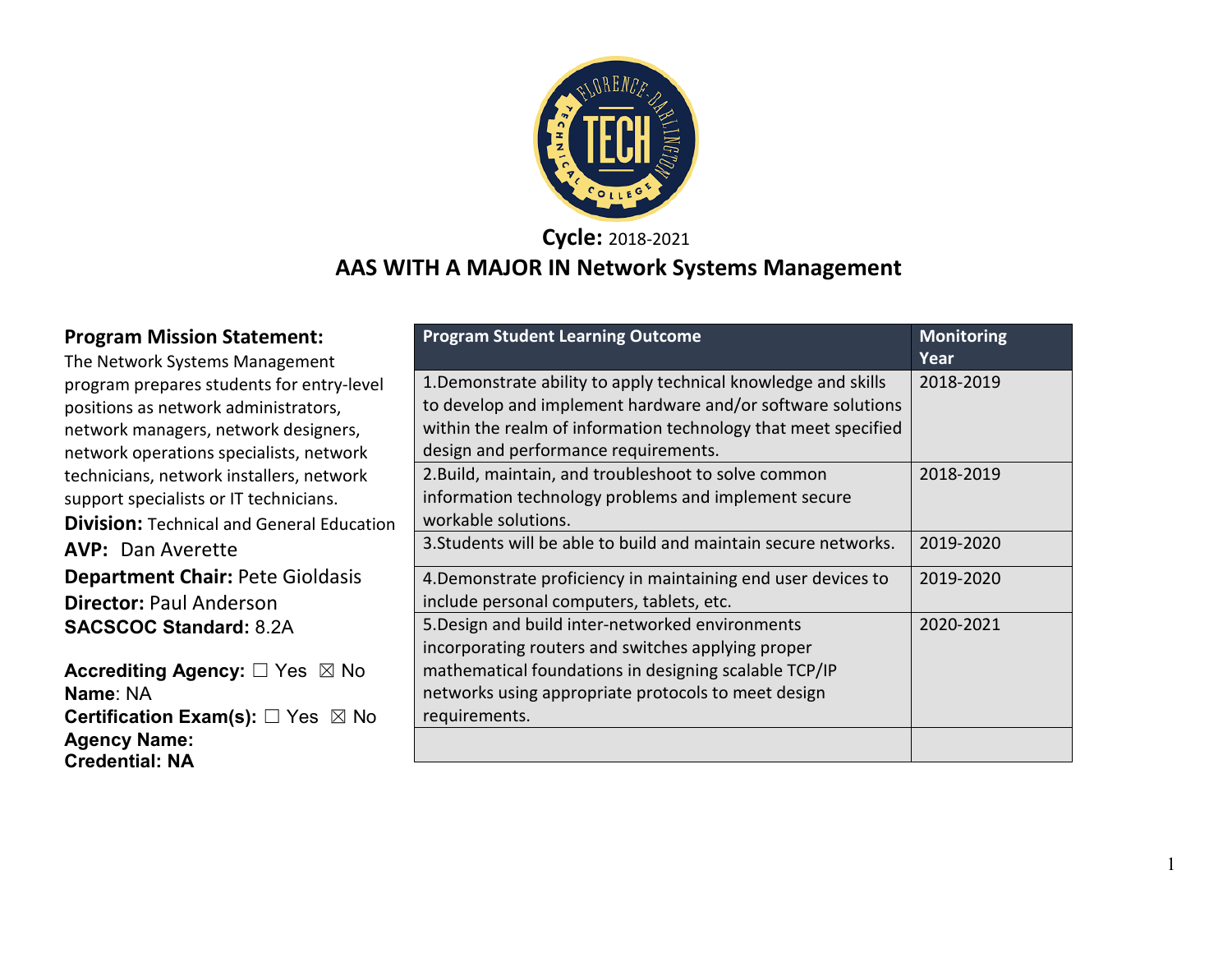**Cycle:** 2018-2021

# AAS WITH A MAJOR IN Network Systems Management

**Program Mission Statement:**
The Network Systems Management program prepares students for entry-level positions as network administrators, network managers, network designers, network operations specialists, network technicians, network installers, network support specialists or IT technicians.

**Division:** Technical and General Education
**AVP:** Dan Averette
**Department Chair:** Pete Gioldasis
**Director:** Paul Anderson
**SACSCOC Standard:** 8.2A

**Accrediting Agency:** ☐ Yes ☒ No
**Name**: NA
**Certification Exam(s):** ☐ Yes ☒ No
**Agency Name:**
**Credential: NA**

| Program Student Learning Outcome | Monitoring Year |
|---|---|
| 1.Demonstrate ability to apply technical knowledge and skills to develop and implement hardware and/or software solutions within the realm of information technology that meet specified design and performance requirements. | 2018-2019 |
| 2.Build, maintain, and troubleshoot to solve common information technology problems and implement secure workable solutions. | 2018-2019 |
| 3.Students will be able to build and maintain secure networks. | 2019-2020 |
| 4.Demonstrate proficiency in maintaining end user devices to include personal computers, tablets, etc. | 2019-2020 |
| 5.Design and build inter-networked environments incorporating routers and switches applying proper mathematical foundations in designing scalable TCP/IP networks using appropriate protocols to meet design requirements. | 2020-2021 |
| | |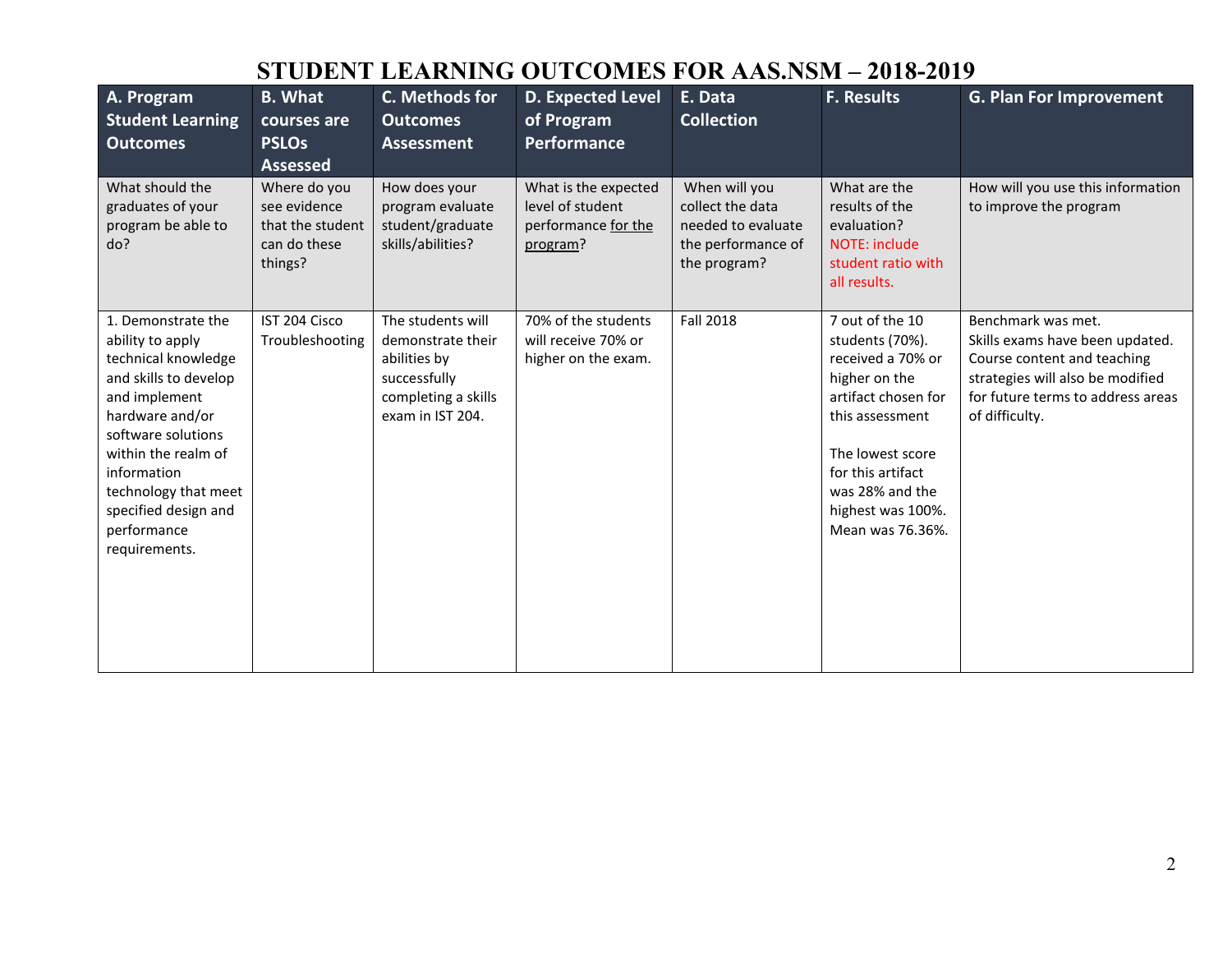# STUDENT LEARNING OUTCOMES FOR AAS.NSM – 2018-2019

| A. Program Student Learning Outcomes | B. What courses are PSLOs Assessed | C. Methods for Outcomes Assessment | D. Expected Level of Program Performance | E. Data Collection | F. Results | G. Plan For Improvement |
|---|---|---|---|---|---|---|
| What should the graduates of your program be able to do? | Where do you see evidence that the student can do these things? | How does your program evaluate student/graduate skills/abilities? | What is the expected level of student performance for the program? | When will you collect the data needed to evaluate the performance of the program? | What are the results of the evaluation? NOTE: include student ratio with all results. | How will you use this information to improve the program |
| 1. Demonstrate the ability to apply technical knowledge and skills to develop and implement hardware and/or software solutions within the realm of information technology that meet specified design and performance requirements. | IST 204 Cisco Troubleshooting | The students will demonstrate their abilities by successfully completing a skills exam in IST 204. | 70% of the students will receive 70% or higher on the exam. | Fall 2018 | 7 out of the 10 students (70%). received a 70% or higher on the artifact chosen for this assessment<br><br>The lowest score for this artifact was 28% and the highest was 100%. Mean was 76.36%. | Benchmark was met.<br>Skills exams have been updated. Course content and teaching strategies will also be modified for future terms to address areas of difficulty. |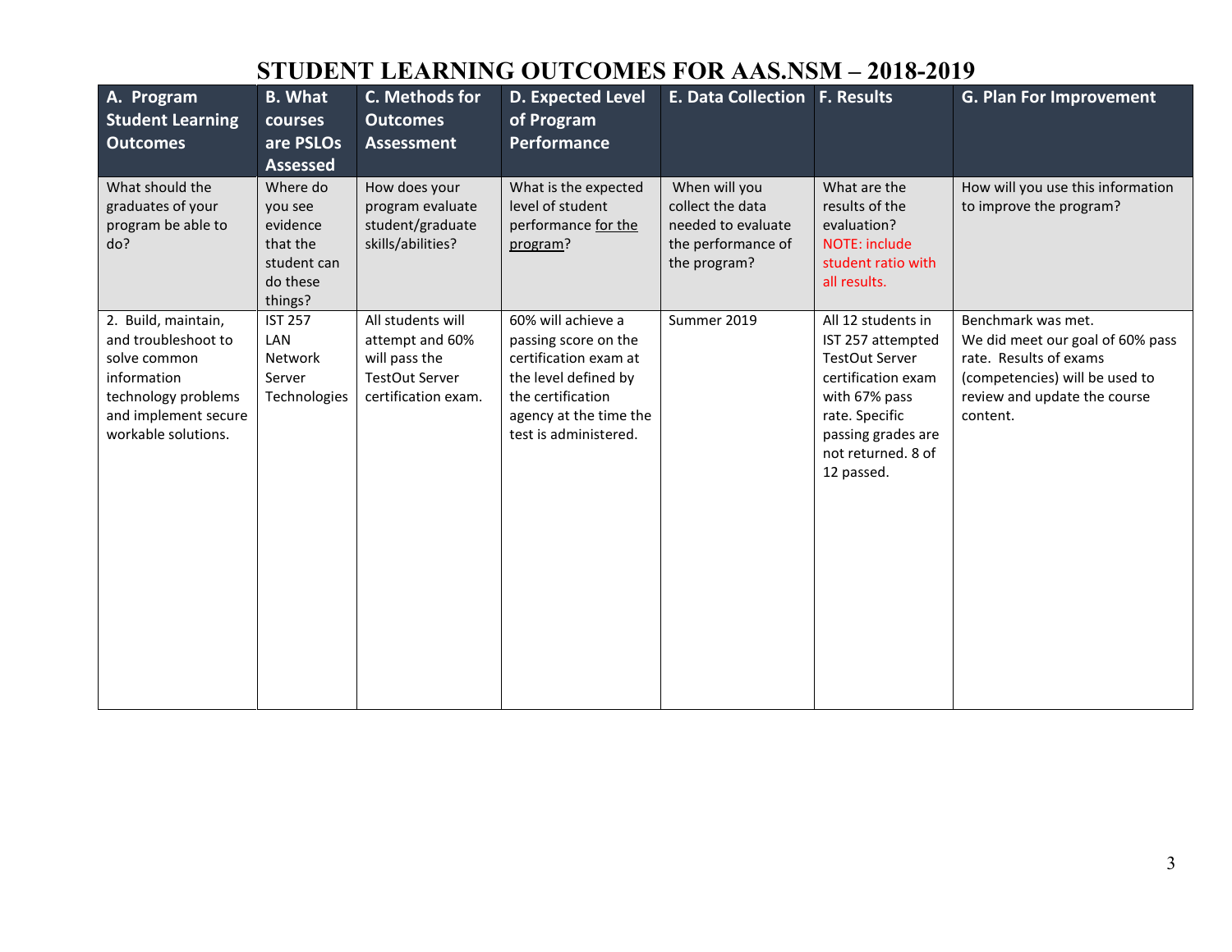# STUDENT LEARNING OUTCOMES FOR AAS.NSM – 2018-2019

| A. Program Student Learning Outcomes | B. What courses are PSLOs Assessed | C. Methods for Outcomes Assessment | D. Expected Level of Program Performance | E. Data Collection | F. Results | G. Plan For Improvement |
|---|---|---|---|---|---|---|
| What should the graduates of your program be able to do? | Where do you see evidence that the student can do these things? | How does your program evaluate student/graduate skills/abilities? | What is the expected level of student performance for the program? | When will you collect the data needed to evaluate the performance of the program? | What are the results of the evaluation? NOTE: include student ratio with all results. | How will you use this information to improve the program? |
| 2. Build, maintain, and troubleshoot to solve common information technology problems and implement secure workable solutions. | IST 257 LAN Network Server Technologies | All students will attempt and 60% will pass the TestOut Server certification exam. | 60% will achieve a passing score on the certification exam at the level defined by the certification agency at the time the test is administered. | Summer 2019 | All 12 students in IST 257 attempted TestOut Server certification exam with 67% pass rate. Specific passing grades are not returned. 8 of 12 passed. | Benchmark was met. We did meet our goal of 60% pass rate. Results of exams (competencies) will be used to review and update the course content. |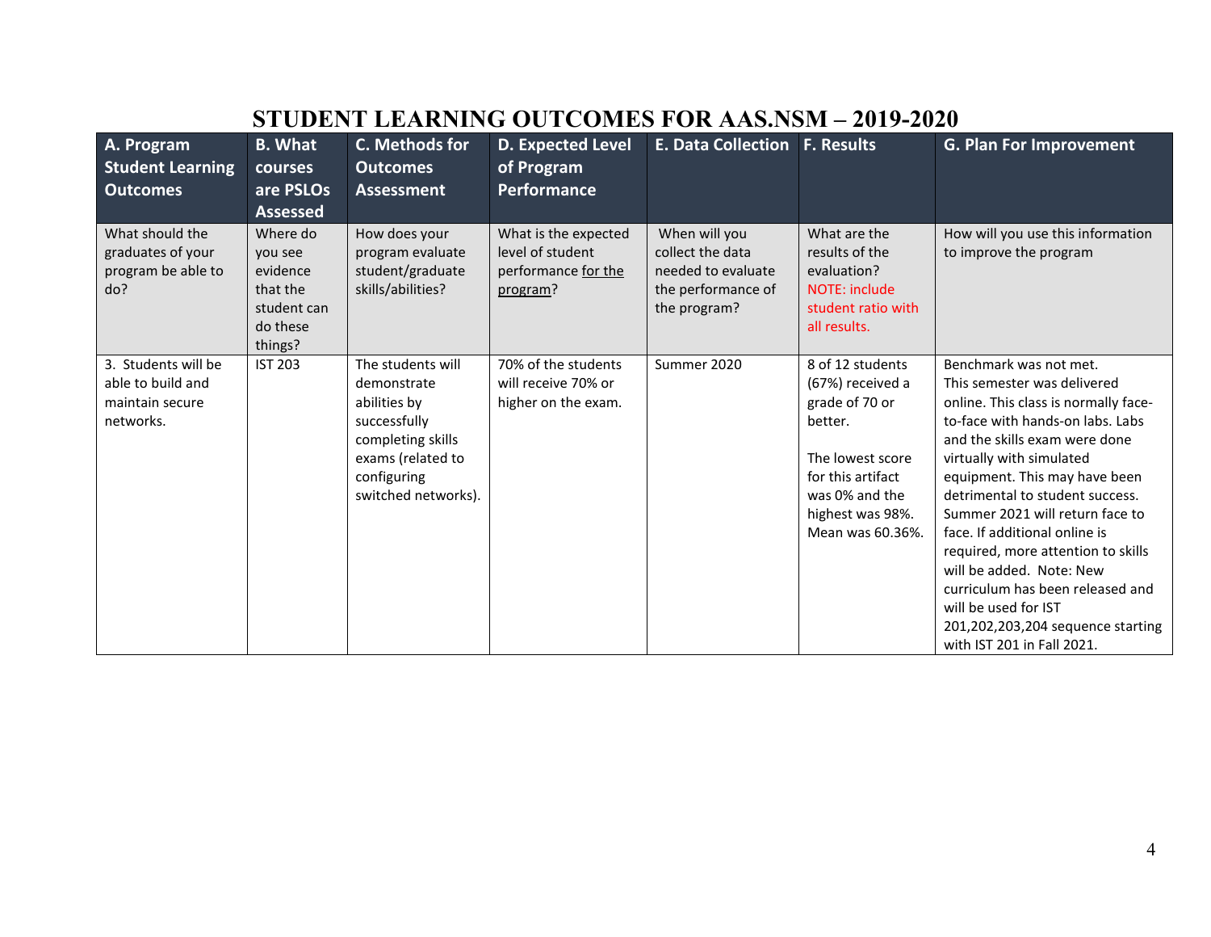# STUDENT LEARNING OUTCOMES FOR AAS.NSM – 2019-2020

| A. Program Student Learning Outcomes | B. What courses are PSLOs Assessed | C. Methods for Outcomes Assessment | D. Expected Level of Program Performance | E. Data Collection | F. Results | G. Plan For Improvement |
|---|---|---|---|---|---|---|
| What should the graduates of your program be able to do? | Where do you see evidence that the student can do these things? | How does your program evaluate student/graduate skills/abilities? | What is the expected level of student performance <u>for the program</u>? | When will you collect the data needed to evaluate the performance of the program? | What are the results of the evaluation? NOTE: include student ratio with all results. | How will you use this information to improve the program |
| 3. Students will be able to build and maintain secure networks. | IST 203 | The students will demonstrate abilities by successfully completing skills exams (related to configuring switched networks). | 70% of the students will receive 70% or higher on the exam. | Summer 2020 | 8 of 12 students (67%) received a grade of 70 or better.<br><br>The lowest score for this artifact was 0% and the highest was 98%. Mean was 60.36%. | Benchmark was not met.<br>This semester was delivered online. This class is normally face-to-face with hands-on labs. Labs and the skills exam were done virtually with simulated equipment. This may have been detrimental to student success. Summer 2021 will return face to face. If additional online is required, more attention to skills will be added. Note: New curriculum has been released and will be used for IST 201,202,203,204 sequence starting with IST 201 in Fall 2021. |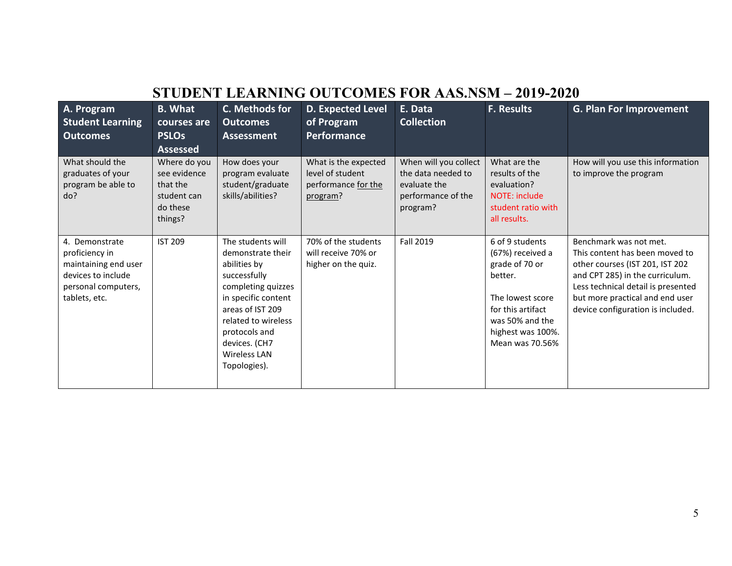# STUDENT LEARNING OUTCOMES FOR AAS.NSM – 2019-2020

| A. Program Student Learning Outcomes | B. What courses are PSLOs Assessed | C. Methods for Outcomes Assessment | D. Expected Level of Program Performance | E. Data Collection | F. Results | G. Plan For Improvement |
|---|---|---|---|---|---|---|
| What should the graduates of your program be able to do? | Where do you see evidence that the student can do these things? | How does your program evaluate student/graduate skills/abilities? | What is the expected level of student performance for the program? | When will you collect the data needed to evaluate the performance of the program? | What are the results of the evaluation? NOTE: include student ratio with all results. | How will you use this information to improve the program |
| 4. Demonstrate proficiency in maintaining end user devices to include personal computers, tablets, etc. | IST 209 | The students will demonstrate their abilities by successfully completing quizzes in specific content areas of IST 209 related to wireless protocols and devices. (CH7 Wireless LAN Topologies). | 70% of the students will receive 70% or higher on the quiz. | Fall 2019 | 6 of 9 students (67%) received a grade of 70 or better.<br><br>The lowest score for this artifact was 50% and the highest was 100%. Mean was 70.56% | Benchmark was not met. This content has been moved to other courses (IST 201, IST 202 and CPT 285) in the curriculum. Less technical detail is presented but more practical and end user device configuration is included. |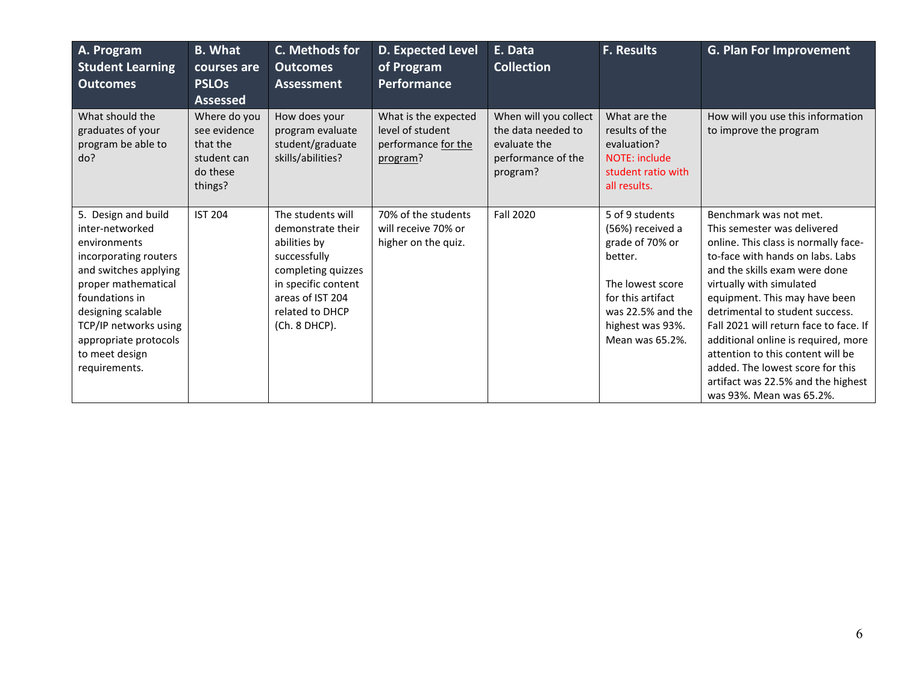| A. Program Student Learning Outcomes | B. What courses are PSLOs Assessed | C. Methods for Outcomes Assessment | D. Expected Level of Program Performance | E. Data Collection | F. Results | G. Plan For Improvement |
|---|---|---|---|---|---|---|
| What should the graduates of your program be able to do? | Where do you see evidence that the student can do these things? | How does your program evaluate student/graduate skills/abilities? | What is the expected level of student performance for the program? | When will you collect the data needed to evaluate the performance of the program? | What are the results of the evaluation? NOTE: include student ratio with all results. | How will you use this information to improve the program |
| 5. Design and build inter-networked environments incorporating routers and switches applying proper mathematical foundations in designing scalable TCP/IP networks using appropriate protocols to meet design requirements. | IST 204 | The students will demonstrate their abilities by successfully completing quizzes in specific content areas of IST 204 related to DHCP (Ch. 8 DHCP). | 70% of the students will receive 70% or higher on the quiz. | Fall 2020 | 5 of 9 students (56%) received a grade of 70% or better.<br><br>The lowest score for this artifact was 22.5% and the highest was 93%. Mean was 65.2%. | Benchmark was not met. This semester was delivered online. This class is normally face-to-face with hands on labs. Labs and the skills exam were done virtually with simulated equipment. This may have been detrimental to student success. Fall 2021 will return face to face. If additional online is required, more attention to this content will be added. The lowest score for this artifact was 22.5% and the highest was 93%. Mean was 65.2%. |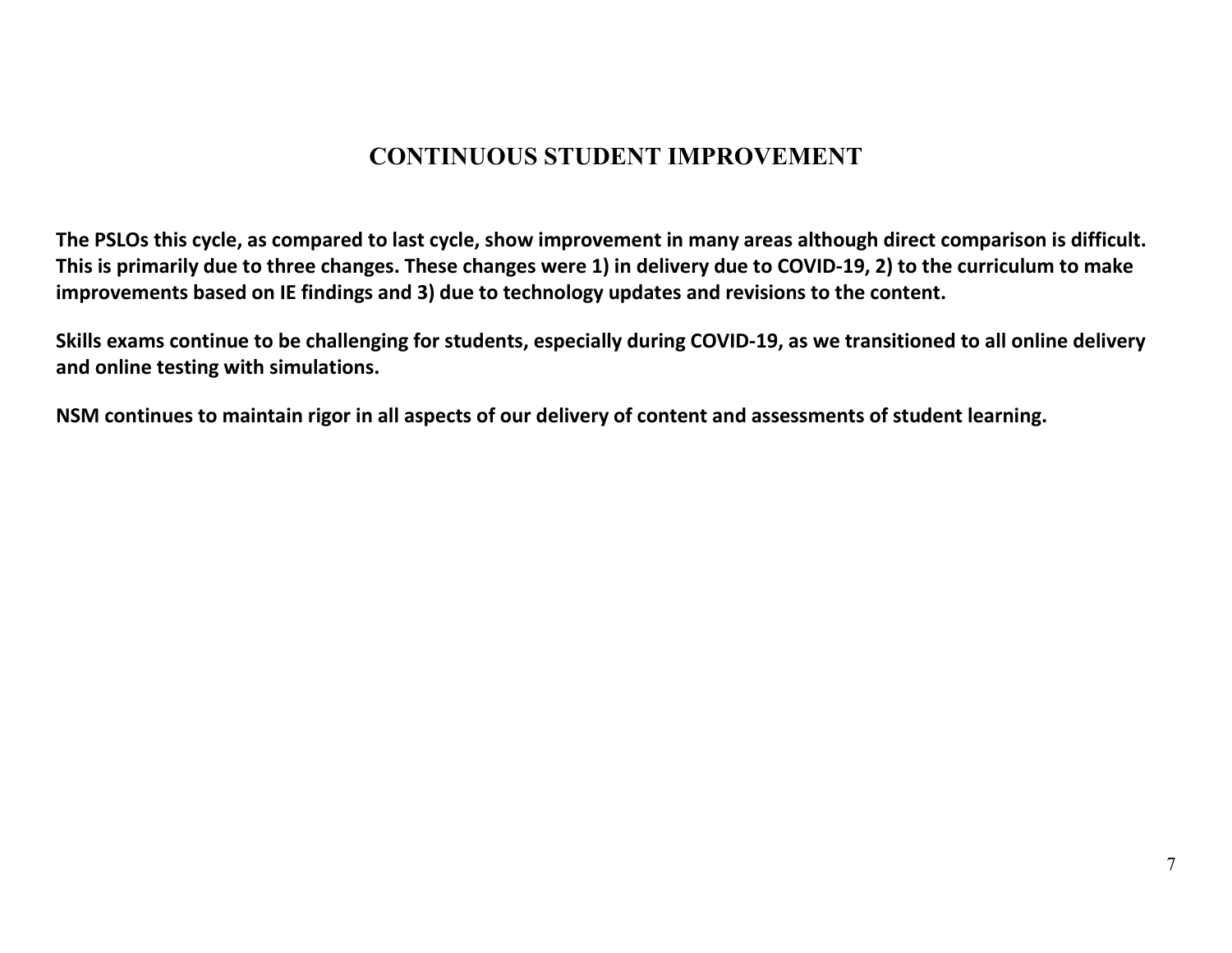# CONTINUOUS STUDENT IMPROVEMENT

**The PSLOs this cycle, as compared to last cycle, show improvement in many areas although direct comparison is difficult. This is primarily due to three changes. These changes were 1) in delivery due to COVID-19, 2) to the curriculum to make improvements based on IE findings and 3) due to technology updates and revisions to the content.**

**Skills exams continue to be challenging for students, especially during COVID-19, as we transitioned to all online delivery and online testing with simulations.**

**NSM continues to maintain rigor in all aspects of our delivery of content and assessments of student learning.**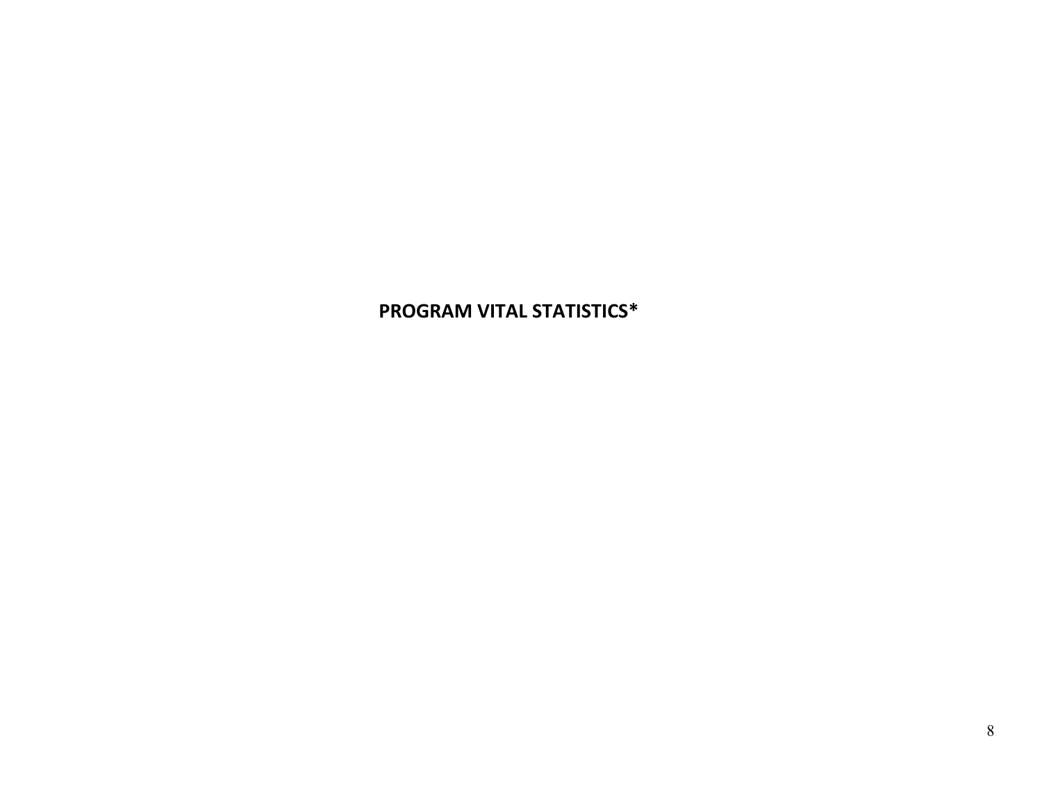# PROGRAM VITAL STATISTICS*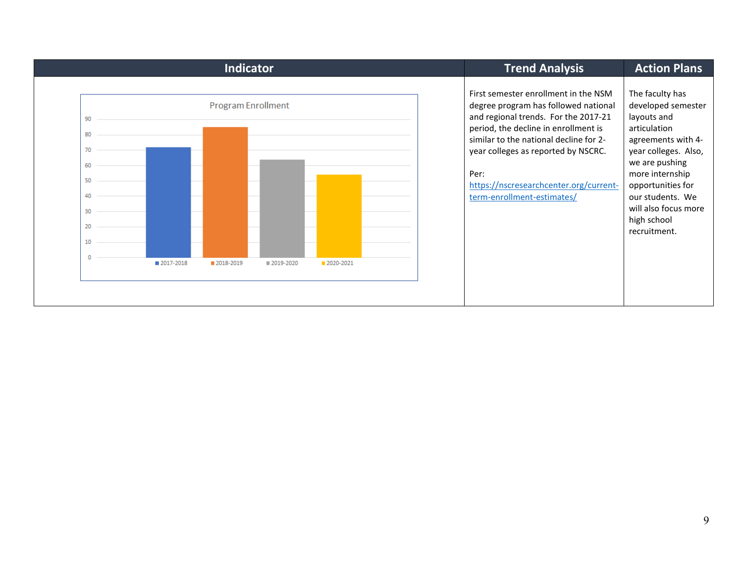| Indicator | Trend Analysis | Action Plans |
|---|---|---|
| Program Enrollment<br>2017-2018: ~72<br>2018-2019: ~85<br>2019-2020: ~64<br>2020-2021: ~54 | First semester enrollment in the NSM degree program has followed national and regional trends. For the 2017-21 period, the decline in enrollment is similar to the national decline for 2-year colleges as reported by NSCRC.<br><br>Per: [https://nscresearchcenter.org/current-term-enrollment-estimates/](https://nscresearchcenter.org/current-term-enrollment-estimates/) | The faculty has developed semester layouts and articulation agreements with 4-year colleges. Also, we are pushing more internship opportunities for our students. We will also focus more high school recruitment. |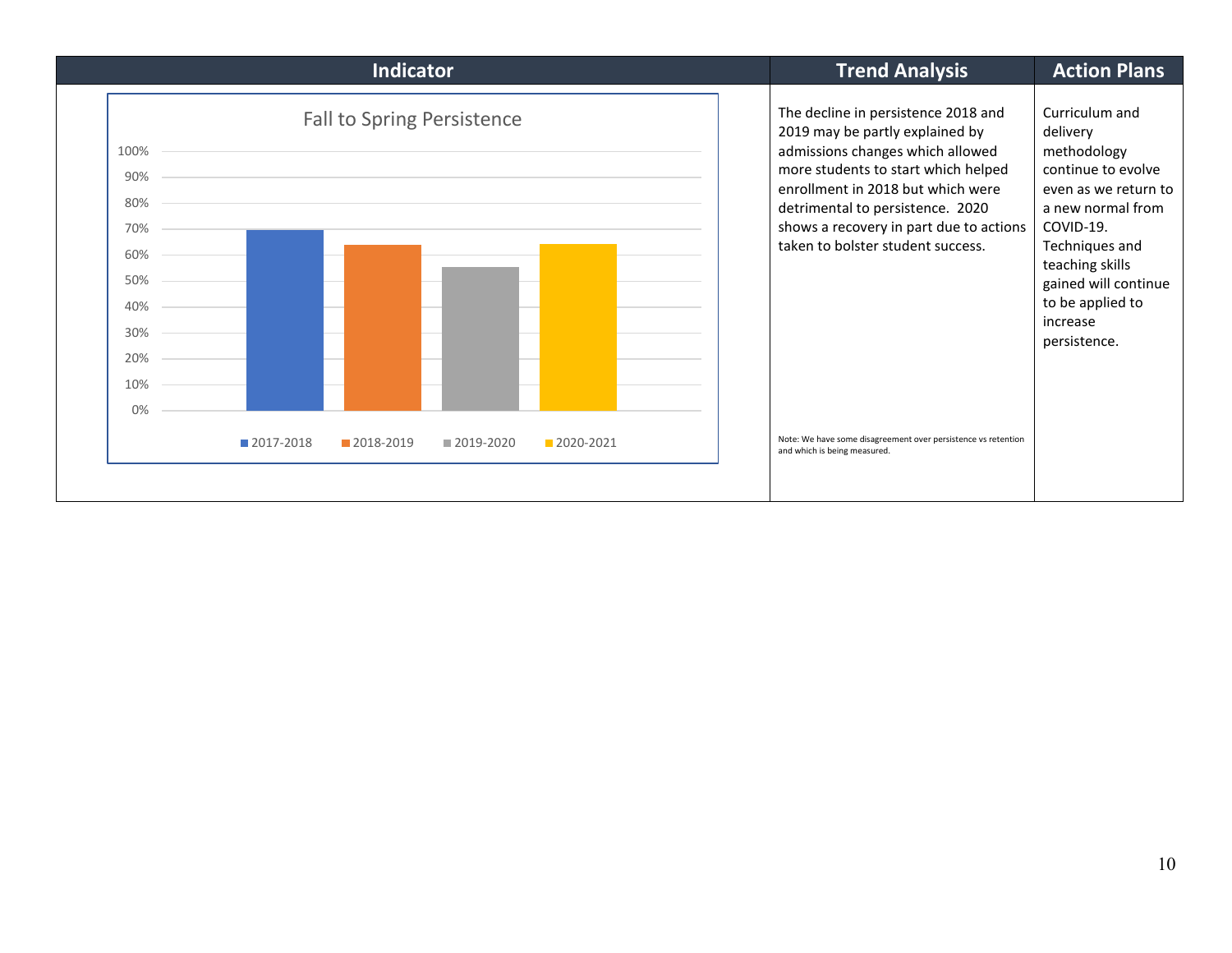| Indicator | Trend Analysis | Action Plans |
|---|---|---|
| **Fall to Spring Persistence**<br><br>100%<br>90%<br>80%<br>70%<br>60%<br>50%<br>40%<br>30%<br>20%<br>10%<br>0%<br><br>2017-2018 · 2018-2019 · 2019-2020 · 2020-2021 | The decline in persistence 2018 and 2019 may be partly explained by admissions changes which allowed more students to start which helped enrollment in 2018 but which were detrimental to persistence. 2020 shows a recovery in part due to actions taken to bolster student success.<br><br>Note: We have some disagreement over persistence vs retention and which is being measured. | Curriculum and delivery methodology continue to evolve even as we return to a new normal from COVID-19. Techniques and teaching skills gained will continue to be applied to increase persistence. |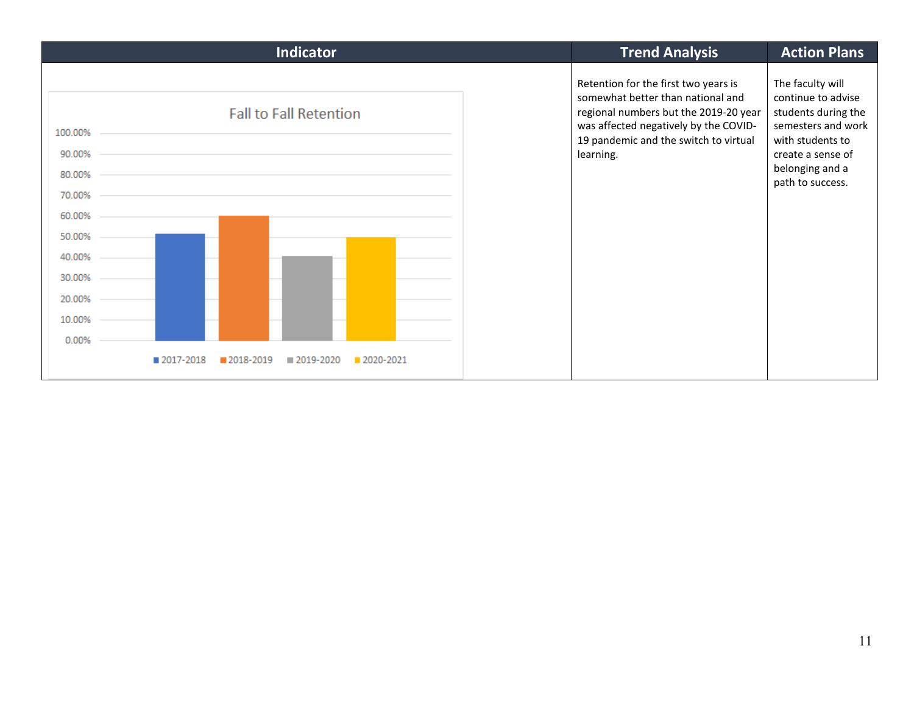| Indicator | Trend Analysis | Action Plans |
|---|---|---|
| **Fall to Fall Retention**<br>100.00%<br>90.00%<br>80.00%<br>70.00%<br>60.00%<br>50.00%<br>40.00%<br>30.00%<br>20.00%<br>10.00%<br>0.00%<br>2017-2018 2018-2019 2019-2020 2020-2021 | Retention for the first two years is somewhat better than national and regional numbers but the 2019-20 year was affected negatively by the COVID-19 pandemic and the switch to virtual learning. | The faculty will continue to advise students during the semesters and work with students to create a sense of belonging and a path to success. |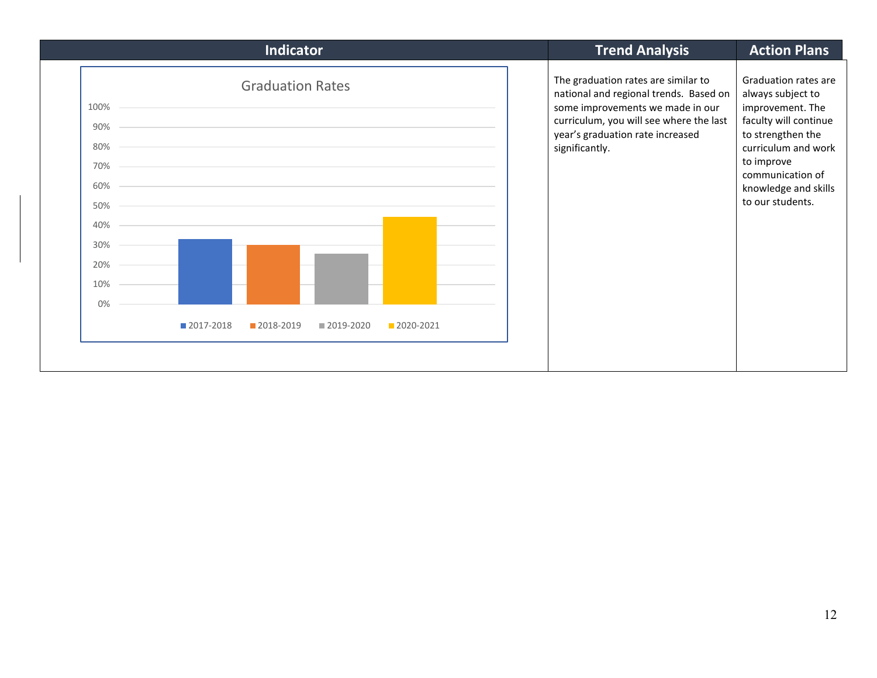| Indicator | Trend Analysis | Action Plans |
|---|---|---|
| **Graduation Rates**<br>2017-2018: ~33%<br>2018-2019: ~30%<br>2019-2020: ~26%<br>2020-2021: ~44% | The graduation rates are similar to national and regional trends. Based on some improvements we made in our curriculum, you will see where the last year's graduation rate increased significantly. | Graduation rates are always subject to improvement. The faculty will continue to strengthen the curriculum and work to improve communication of knowledge and skills to our students. |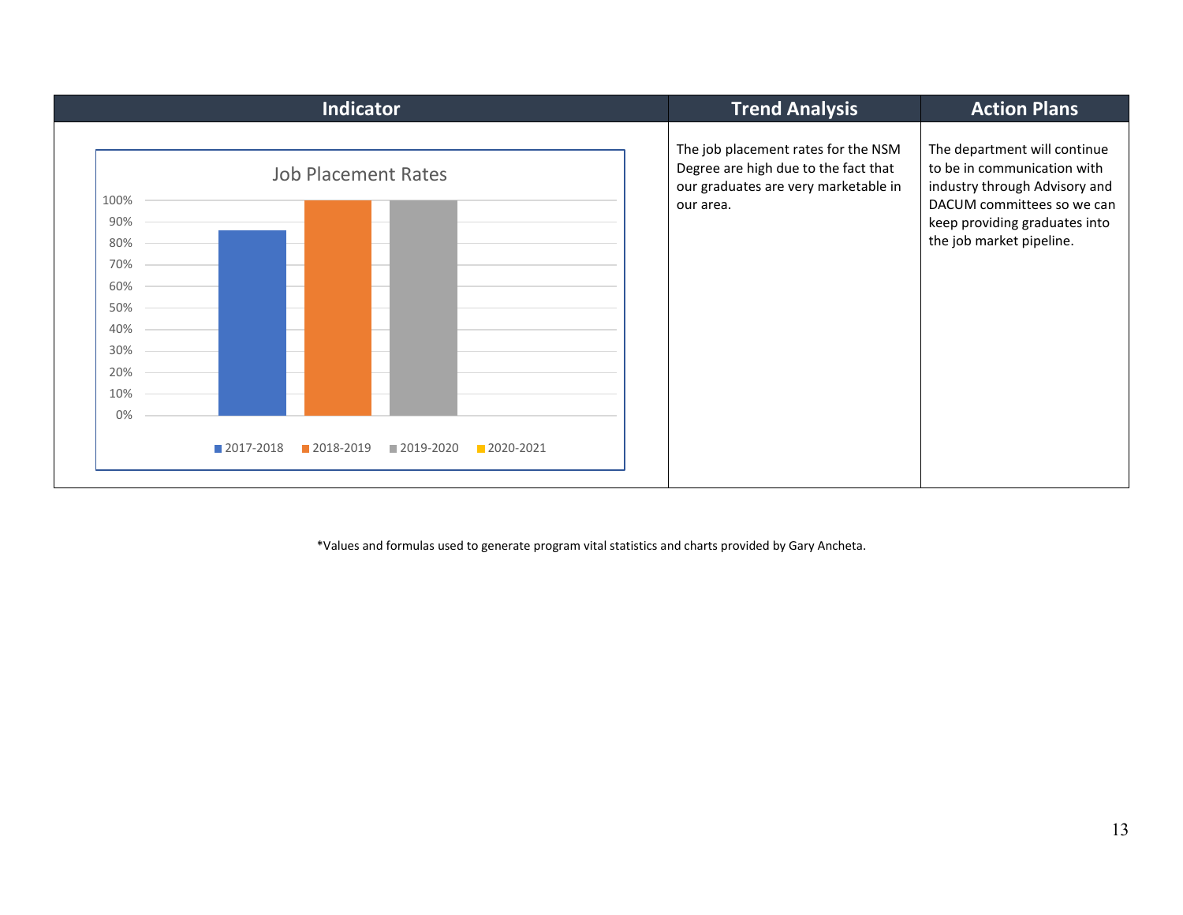| Indicator | Trend Analysis | Action Plans |
|---|---|---|
| Job Placement Rates<br>100%<br>90%<br>80%<br>70%<br>60%<br>50%<br>40%<br>30%<br>20%<br>10%<br>0%<br>2017-2018 2018-2019 2019-2020 2020-2021 | The job placement rates for the NSM Degree are high due to the fact that our graduates are very marketable in our area. | The department will continue to be in communication with industry through Advisory and DACUM committees so we can keep providing graduates into the job market pipeline. |

*Values and formulas used to generate program vital statistics and charts provided by Gary Ancheta.